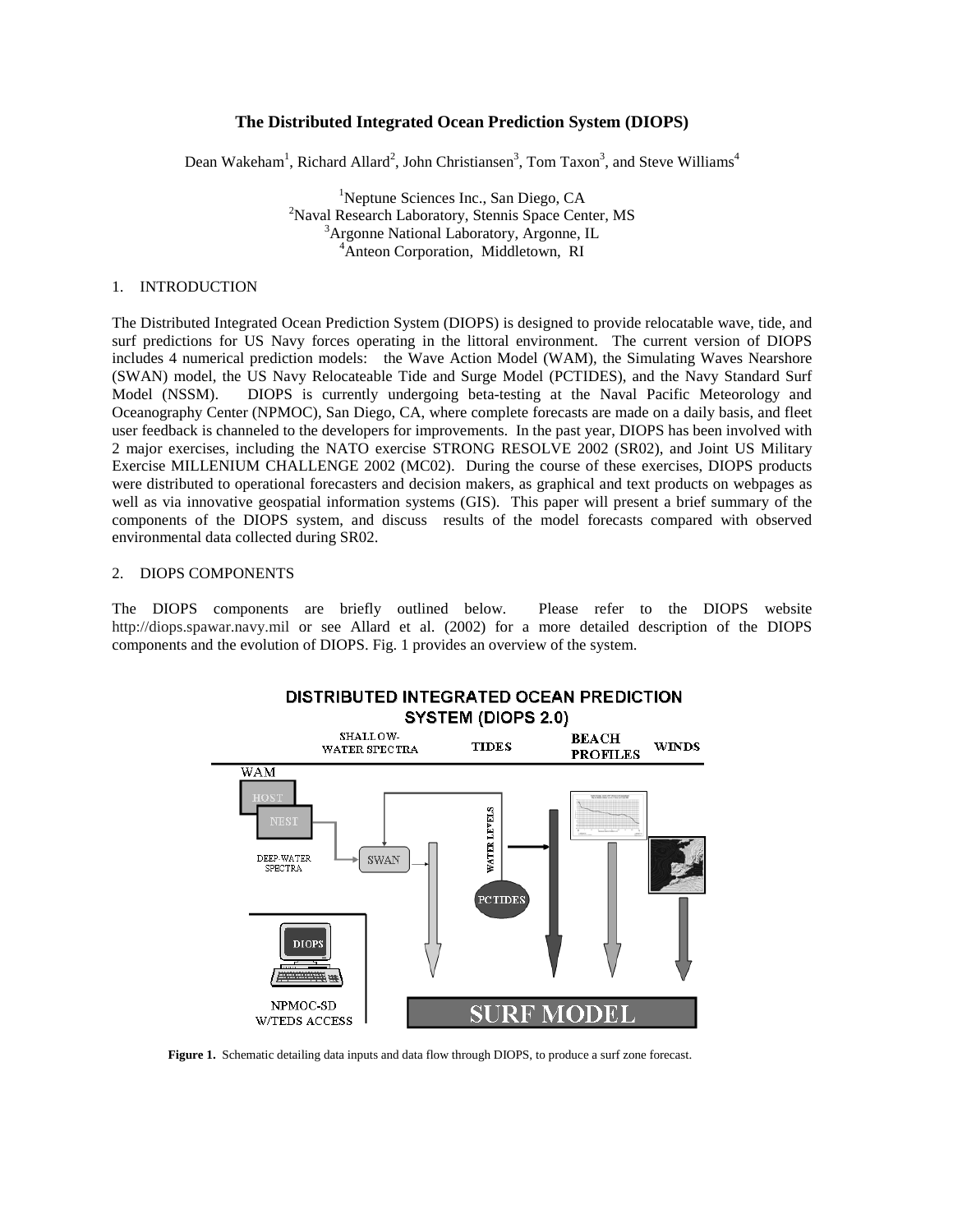# The Distributed Integrated Ocean Prediction System (DIOPS)

Dean Wakeham[1], Richard Allard[2], John Christiansen[3], Tom Taxon[3], and Steve Williams[4]

[1]Neptune Sciences Inc., San Diego, CA
[2]Naval Research Laboratory, Stennis Space Center, MS
[3]Argonne National Laboratory, Argonne, IL
[4]Anteon Corporation, Middletown, RI

## 1. INTRODUCTION

The Distributed Integrated Ocean Prediction System (DIOPS) is designed to provide relocatable wave, tide, and surf predictions for US Navy forces operating in the littoral environment. The current version of DIOPS includes 4 numerical prediction models: the Wave Action Model (WAM), the Simulating Waves Nearshore (SWAN) model, the US Navy Relocateable Tide and Surge Model (PCTIDES), and the Navy Standard Surf Model (NSSM). DIOPS is currently undergoing beta-testing at the Naval Pacific Meteorology and Oceanography Center (NPMOC), San Diego, CA, where complete forecasts are made on a daily basis, and fleet user feedback is channeled to the developers for improvements. In the past year, DIOPS has been involved with 2 major exercises, including the NATO exercise STRONG RESOLVE 2002 (SR02), and Joint US Military Exercise MILLENIUM CHALLENGE 2002 (MC02). During the course of these exercises, DIOPS products were distributed to operational forecasters and decision makers, as graphical and text products on webpages as well as via innovative geospatial information systems (GIS). This paper will present a brief summary of the components of the DIOPS system, and discuss results of the model forecasts compared with observed environmental data collected during SR02.

## 2. DIOPS COMPONENTS

The DIOPS components are briefly outlined below. Please refer to the DIOPS website http://diops.spawar.navy.mil or see Allard et al. (2002) for a more detailed description of the DIOPS components and the evolution of DIOPS. Fig. 1 provides an overview of the system.

**Figure 1.** Schematic detailing data inputs and data flow through DIOPS, to produce a surf zone forecast.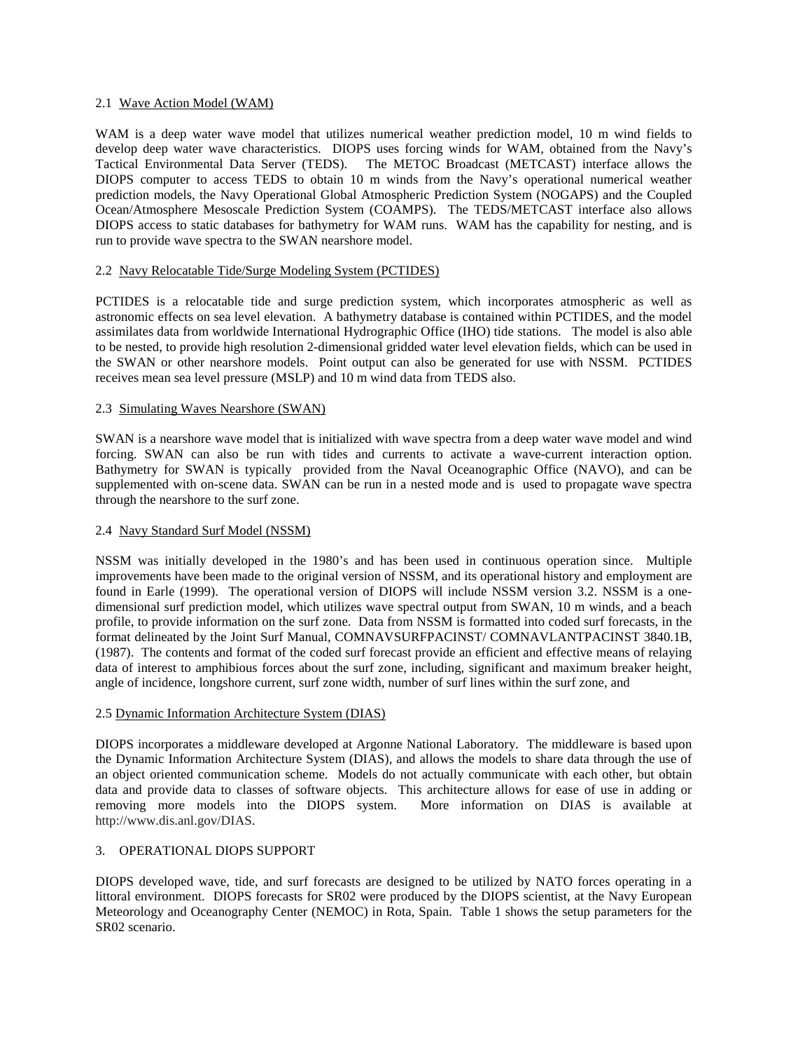### 2.1 Wave Action Model (WAM)

WAM is a deep water wave model that utilizes numerical weather prediction model, 10 m wind fields to develop deep water wave characteristics. DIOPS uses forcing winds for WAM, obtained from the Navy's Tactical Environmental Data Server (TEDS). The METOC Broadcast (METCAST) interface allows the DIOPS computer to access TEDS to obtain 10 m winds from the Navy's operational numerical weather prediction models, the Navy Operational Global Atmospheric Prediction System (NOGAPS) and the Coupled Ocean/Atmosphere Mesoscale Prediction System (COAMPS). The TEDS/METCAST interface also allows DIOPS access to static databases for bathymetry for WAM runs. WAM has the capability for nesting, and is run to provide wave spectra to the SWAN nearshore model.

### 2.2 Navy Relocatable Tide/Surge Modeling System (PCTIDES)

PCTIDES is a relocatable tide and surge prediction system, which incorporates atmospheric as well as astronomic effects on sea level elevation. A bathymetry database is contained within PCTIDES, and the model assimilates data from worldwide International Hydrographic Office (IHO) tide stations. The model is also able to be nested, to provide high resolution 2-dimensional gridded water level elevation fields, which can be used in the SWAN or other nearshore models. Point output can also be generated for use with NSSM. PCTIDES receives mean sea level pressure (MSLP) and 10 m wind data from TEDS also.

### 2.3 Simulating Waves Nearshore (SWAN)

SWAN is a nearshore wave model that is initialized with wave spectra from a deep water wave model and wind forcing. SWAN can also be run with tides and currents to activate a wave-current interaction option. Bathymetry for SWAN is typically provided from the Naval Oceanographic Office (NAVO), and can be supplemented with on-scene data. SWAN can be run in a nested mode and is used to propagate wave spectra through the nearshore to the surf zone.

### 2.4 Navy Standard Surf Model (NSSM)

NSSM was initially developed in the 1980's and has been used in continuous operation since. Multiple improvements have been made to the original version of NSSM, and its operational history and employment are found in Earle (1999). The operational version of DIOPS will include NSSM version 3.2. NSSM is a one-dimensional surf prediction model, which utilizes wave spectral output from SWAN, 10 m winds, and a beach profile, to provide information on the surf zone. Data from NSSM is formatted into coded surf forecasts, in the format delineated by the Joint Surf Manual, COMNAVSURFPACINST/ COMNAVLANTPACINST 3840.1B, (1987). The contents and format of the coded surf forecast provide an efficient and effective means of relaying data of interest to amphibious forces about the surf zone, including, significant and maximum breaker height, angle of incidence, longshore current, surf zone width, number of surf lines within the surf zone, and

### 2.5 Dynamic Information Architecture System (DIAS)

DIOPS incorporates a middleware developed at Argonne National Laboratory. The middleware is based upon the Dynamic Information Architecture System (DIAS), and allows the models to share data through the use of an object oriented communication scheme. Models do not actually communicate with each other, but obtain data and provide data to classes of software objects. This architecture allows for ease of use in adding or removing more models into the DIOPS system. More information on DIAS is available at http://www.dis.anl.gov/DIAS.

## 3. OPERATIONAL DIOPS SUPPORT

DIOPS developed wave, tide, and surf forecasts are designed to be utilized by NATO forces operating in a littoral environment. DIOPS forecasts for SR02 were produced by the DIOPS scientist, at the Navy European Meteorology and Oceanography Center (NEMOC) in Rota, Spain. Table 1 shows the setup parameters for the SR02 scenario.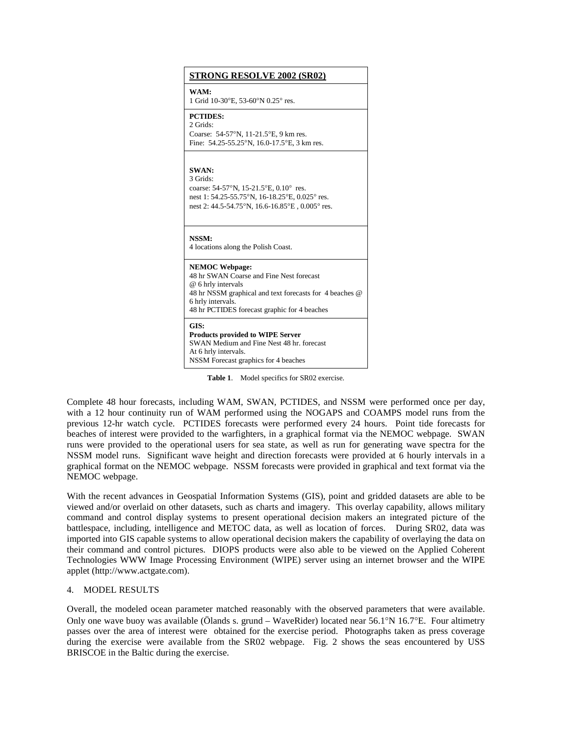| **STRONG RESOLVE 2002 (SR02)** |
|---|
| **WAM:**<br>1 Grid 10-30°E, 53-60°N 0.25° res. |
| **PCTIDES:**<br>2 Grids:<br>Coarse: 54-57°N, 11-21.5°E, 9 km res.<br>Fine: 54.25-55.25°N, 16.0-17.5°E, 3 km res. |
| **SWAN:**<br>3 Grids:<br>coarse: 54-57°N, 15-21.5°E, 0.10° res.<br>nest 1: 54.25-55.75°N, 16-18.25°E, 0.025° res.<br>nest 2: 44.5-54.75°N, 16.6-16.85°E , 0.005° res. |
| **NSSM:**<br>4 locations along the Polish Coast. |
| **NEMOC Webpage:**<br>48 hr SWAN Coarse and Fine Nest forecast<br>@ 6 hrly intervals<br>48 hr NSSM graphical and text forecasts for 4 beaches @ 6 hrly intervals.<br>48 hr PCTIDES forecast graphic for 4 beaches |
| **GIS:**<br>**Products provided to WIPE Server**<br>SWAN Medium and Fine Nest 48 hr. forecast<br>At 6 hrly intervals.<br>NSSM Forecast graphics for 4 beaches |

**Table 1**. Model specifics for SR02 exercise.

Complete 48 hour forecasts, including WAM, SWAN, PCTIDES, and NSSM were performed once per day, with a 12 hour continuity run of WAM performed using the NOGAPS and COAMPS model runs from the previous 12-hr watch cycle. PCTIDES forecasts were performed every 24 hours. Point tide forecasts for beaches of interest were provided to the warfighters, in a graphical format via the NEMOC webpage. SWAN runs were provided to the operational users for sea state, as well as run for generating wave spectra for the NSSM model runs. Significant wave height and direction forecasts were provided at 6 hourly intervals in a graphical format on the NEMOC webpage. NSSM forecasts were provided in graphical and text format via the NEMOC webpage.

With the recent advances in Geospatial Information Systems (GIS), point and gridded datasets are able to be viewed and/or overlaid on other datasets, such as charts and imagery. This overlay capability, allows military command and control display systems to present operational decision makers an integrated picture of the battlespace, including, intelligence and METOC data, as well as location of forces. During SR02, data was imported into GIS capable systems to allow operational decision makers the capability of overlaying the data on their command and control pictures. DIOPS products were also able to be viewed on the Applied Coherent Technologies WWW Image Processing Environment (WIPE) server using an internet browser and the WIPE applet (http://www.actgate.com).

## 4. MODEL RESULTS

Overall, the modeled ocean parameter matched reasonably with the observed parameters that were available. Only one wave buoy was available (Ölands s. grund – WaveRider) located near 56.1°N 16.7°E. Four altimetry passes over the area of interest were obtained for the exercise period. Photographs taken as press coverage during the exercise were available from the SR02 webpage. Fig. 2 shows the seas encountered by USS BRISCOE in the Baltic during the exercise.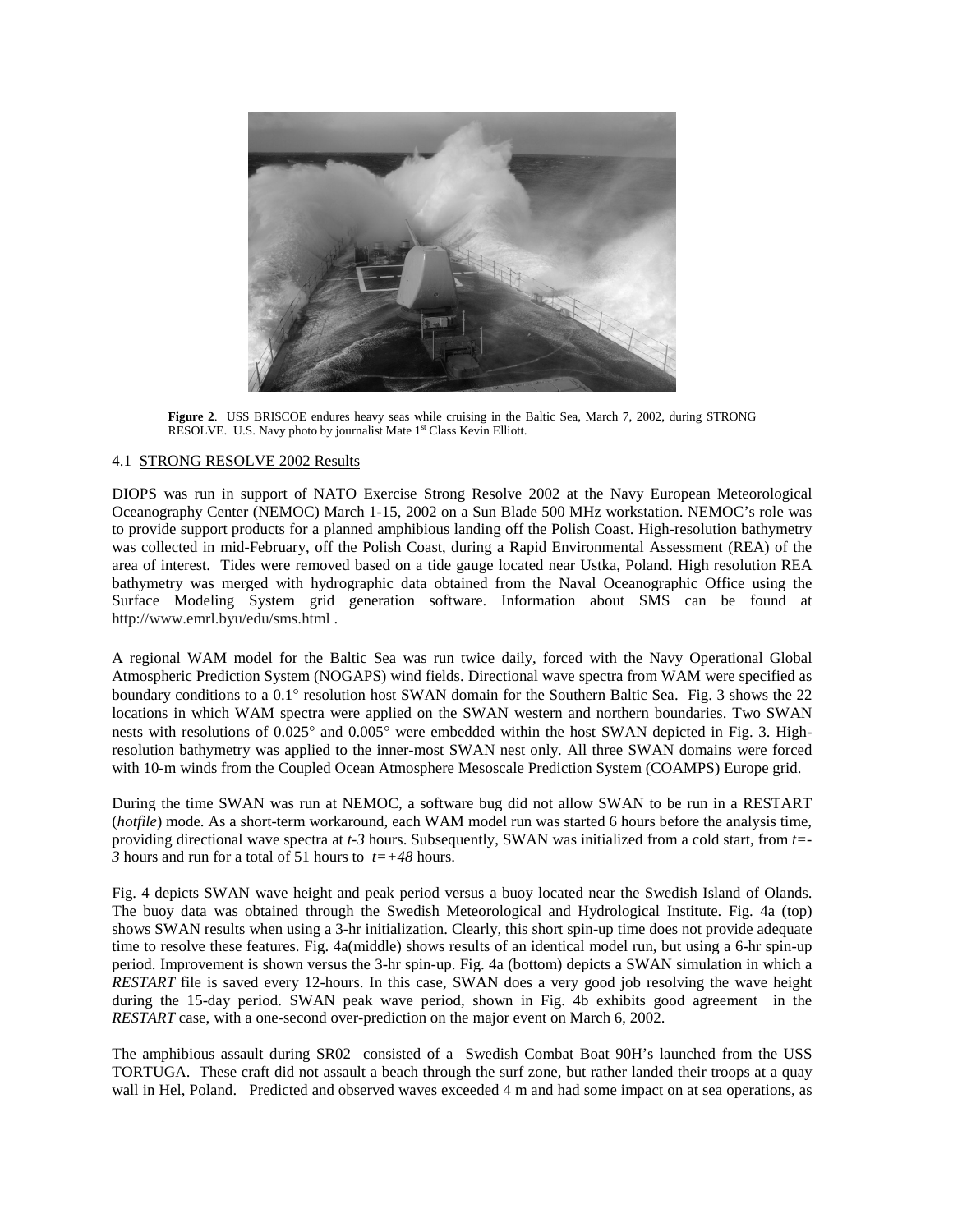**Figure 2**. USS BRISCOE endures heavy seas while cruising in the Baltic Sea, March 7, 2002, during STRONG RESOLVE. U.S. Navy photo by journalist Mate 1st Class Kevin Elliott.

4.1 STRONG RESOLVE 2002 Results

DIOPS was run in support of NATO Exercise Strong Resolve 2002 at the Navy European Meteorological Oceanography Center (NEMOC) March 1-15, 2002 on a Sun Blade 500 MHz workstation. NEMOC's role was to provide support products for a planned amphibious landing off the Polish Coast. High-resolution bathymetry was collected in mid-February, off the Polish Coast, during a Rapid Environmental Assessment (REA) of the area of interest. Tides were removed based on a tide gauge located near Ustka, Poland. High resolution REA bathymetry was merged with hydrographic data obtained from the Naval Oceanographic Office using the Surface Modeling System grid generation software. Information about SMS can be found at http://www.emrl.byu/edu/sms.html .

A regional WAM model for the Baltic Sea was run twice daily, forced with the Navy Operational Global Atmospheric Prediction System (NOGAPS) wind fields. Directional wave spectra from WAM were specified as boundary conditions to a 0.1° resolution host SWAN domain for the Southern Baltic Sea. Fig. 3 shows the 22 locations in which WAM spectra were applied on the SWAN western and northern boundaries. Two SWAN nests with resolutions of 0.025° and 0.005° were embedded within the host SWAN depicted in Fig. 3. High-resolution bathymetry was applied to the inner-most SWAN nest only. All three SWAN domains were forced with 10-m winds from the Coupled Ocean Atmosphere Mesoscale Prediction System (COAMPS) Europe grid.

During the time SWAN was run at NEMOC, a software bug did not allow SWAN to be run in a RESTART (*hotfile*) mode. As a short-term workaround, each WAM model run was started 6 hours before the analysis time, providing directional wave spectra at *t-3* hours. Subsequently, SWAN was initialized from a cold start, from *t=-3* hours and run for a total of 51 hours to *t=+48* hours.

Fig. 4 depicts SWAN wave height and peak period versus a buoy located near the Swedish Island of Olands. The buoy data was obtained through the Swedish Meteorological and Hydrological Institute. Fig. 4a (top) shows SWAN results when using a 3-hr initialization. Clearly, this short spin-up time does not provide adequate time to resolve these features. Fig. 4a(middle) shows results of an identical model run, but using a 6-hr spin-up period. Improvement is shown versus the 3-hr spin-up. Fig. 4a (bottom) depicts a SWAN simulation in which a *RESTART* file is saved every 12-hours. In this case, SWAN does a very good job resolving the wave height during the 15-day period. SWAN peak wave period, shown in Fig. 4b exhibits good agreement in the *RESTART* case, with a one-second over-prediction on the major event on March 6, 2002.

The amphibious assault during SR02 consisted of a Swedish Combat Boat 90H's launched from the USS TORTUGA. These craft did not assault a beach through the surf zone, but rather landed their troops at a quay wall in Hel, Poland. Predicted and observed waves exceeded 4 m and had some impact on at sea operations, as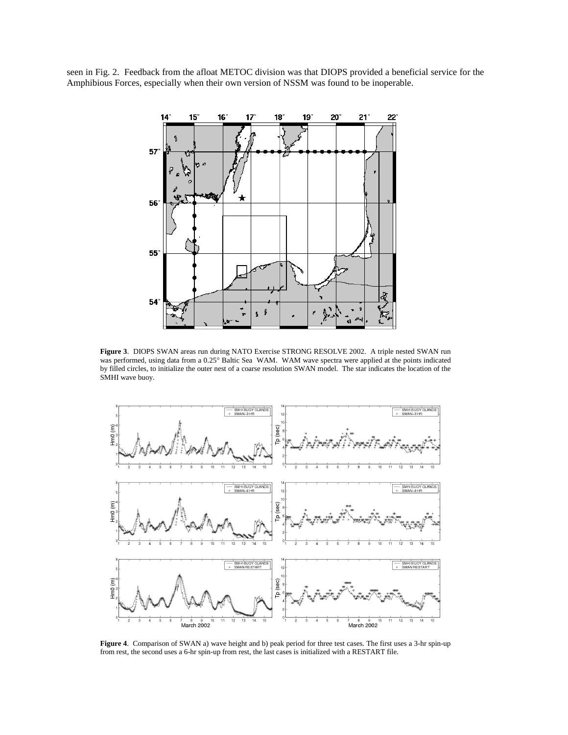seen in Fig. 2. Feedback from the afloat METOC division was that DIOPS provided a beneficial service for the Amphibious Forces, especially when their own version of NSSM was found to be inoperable.

**Figure 3**. DIOPS SWAN areas run during NATO Exercise STRONG RESOLVE 2002. A triple nested SWAN run was performed, using data from a 0.25° Baltic Sea WAM. WAM wave spectra were applied at the points indicated by filled circles, to initialize the outer nest of a coarse resolution SWAN model. The star indicates the location of the SMHI wave buoy.

**Figure 4**. Comparison of SWAN a) wave height and b) peak period for three test cases. The first uses a 3-hr spin-up from rest, the second uses a 6-hr spin-up from rest, the last cases is initialized with a RESTART file.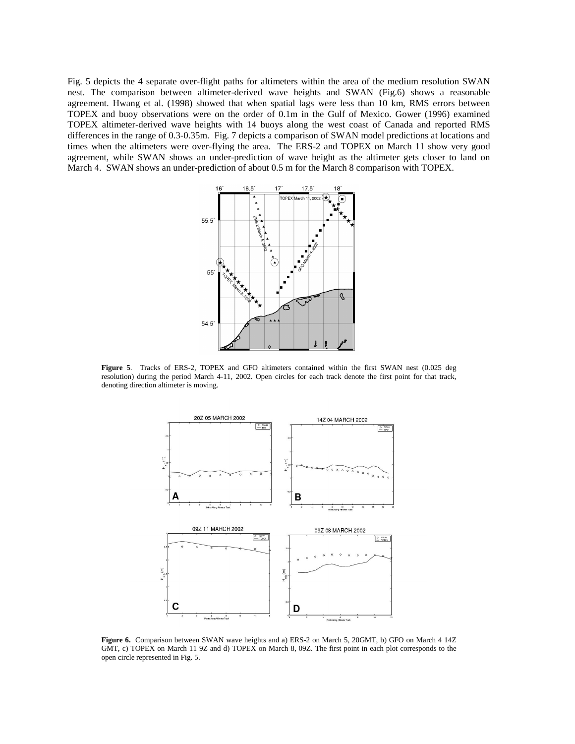Fig. 5 depicts the 4 separate over-flight paths for altimeters within the area of the medium resolution SWAN nest. The comparison between altimeter-derived wave heights and SWAN (Fig.6) shows a reasonable agreement. Hwang et al. (1998) showed that when spatial lags were less than 10 km, RMS errors between TOPEX and buoy observations were on the order of 0.1m in the Gulf of Mexico. Gower (1996) examined TOPEX altimeter-derived wave heights with 14 buoys along the west coast of Canada and reported RMS differences in the range of 0.3-0.35m. Fig. 7 depicts a comparison of SWAN model predictions at locations and times when the altimeters were over-flying the area. The ERS-2 and TOPEX on March 11 show very good agreement, while SWAN shows an under-prediction of wave height as the altimeter gets closer to land on March 4. SWAN shows an under-prediction of about 0.5 m for the March 8 comparison with TOPEX.

**Figure 5**. Tracks of ERS-2, TOPEX and GFO altimeters contained within the first SWAN nest (0.025 deg resolution) during the period March 4-11, 2002. Open circles for each track denote the first point for that track, denoting direction altimeter is moving.

**Figure 6.** Comparison between SWAN wave heights and a) ERS-2 on March 5, 20GMT, b) GFO on March 4 14Z GMT, c) TOPEX on March 11 9Z and d) TOPEX on March 8, 09Z. The first point in each plot corresponds to the open circle represented in Fig. 5.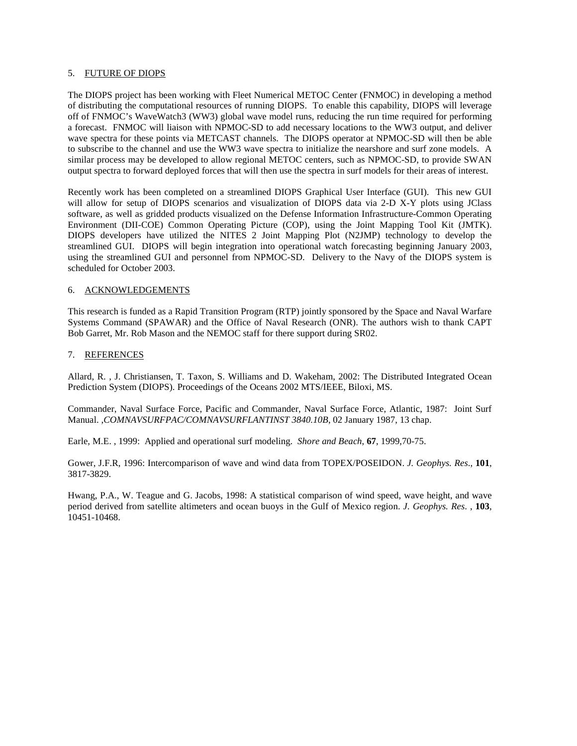## 5. FUTURE OF DIOPS

The DIOPS project has been working with Fleet Numerical METOC Center (FNMOC) in developing a method of distributing the computational resources of running DIOPS. To enable this capability, DIOPS will leverage off of FNMOC's WaveWatch3 (WW3) global wave model runs, reducing the run time required for performing a forecast. FNMOC will liaison with NPMOC-SD to add necessary locations to the WW3 output, and deliver wave spectra for these points via METCAST channels. The DIOPS operator at NPMOC-SD will then be able to subscribe to the channel and use the WW3 wave spectra to initialize the nearshore and surf zone models. A similar process may be developed to allow regional METOC centers, such as NPMOC-SD, to provide SWAN output spectra to forward deployed forces that will then use the spectra in surf models for their areas of interest.

Recently work has been completed on a streamlined DIOPS Graphical User Interface (GUI). This new GUI will allow for setup of DIOPS scenarios and visualization of DIOPS data via 2-D X-Y plots using JClass software, as well as gridded products visualized on the Defense Information Infrastructure-Common Operating Environment (DII-COE) Common Operating Picture (COP), using the Joint Mapping Tool Kit (JMTK). DIOPS developers have utilized the NITES 2 Joint Mapping Plot (N2JMP) technology to develop the streamlined GUI. DIOPS will begin integration into operational watch forecasting beginning January 2003, using the streamlined GUI and personnel from NPMOC-SD. Delivery to the Navy of the DIOPS system is scheduled for October 2003.

## 6. ACKNOWLEDGEMENTS

This research is funded as a Rapid Transition Program (RTP) jointly sponsored by the Space and Naval Warfare Systems Command (SPAWAR) and the Office of Naval Research (ONR). The authors wish to thank CAPT Bob Garret, Mr. Rob Mason and the NEMOC staff for there support during SR02.

## 7. REFERENCES

Allard, R. , J. Christiansen, T. Taxon, S. Williams and D. Wakeham, 2002: The Distributed Integrated Ocean Prediction System (DIOPS). Proceedings of the Oceans 2002 MTS/IEEE, Biloxi, MS.

Commander, Naval Surface Force, Pacific and Commander, Naval Surface Force, Atlantic, 1987: Joint Surf Manual. ,*COMNAVSURFPAC/COMNAVSURFLANTINST 3840.10B*, 02 January 1987, 13 chap.

Earle, M.E. , 1999: Applied and operational surf modeling. *Shore and Beach*, **67**, 1999,70-75.

Gower, J.F.R, 1996: Intercomparison of wave and wind data from TOPEX/POSEIDON. *J. Geophys. Res*., **101**, 3817-3829.

Hwang, P.A., W. Teague and G. Jacobs, 1998: A statistical comparison of wind speed, wave height, and wave period derived from satellite altimeters and ocean buoys in the Gulf of Mexico region. *J. Geophys. Res*. , **103**, 10451-10468.